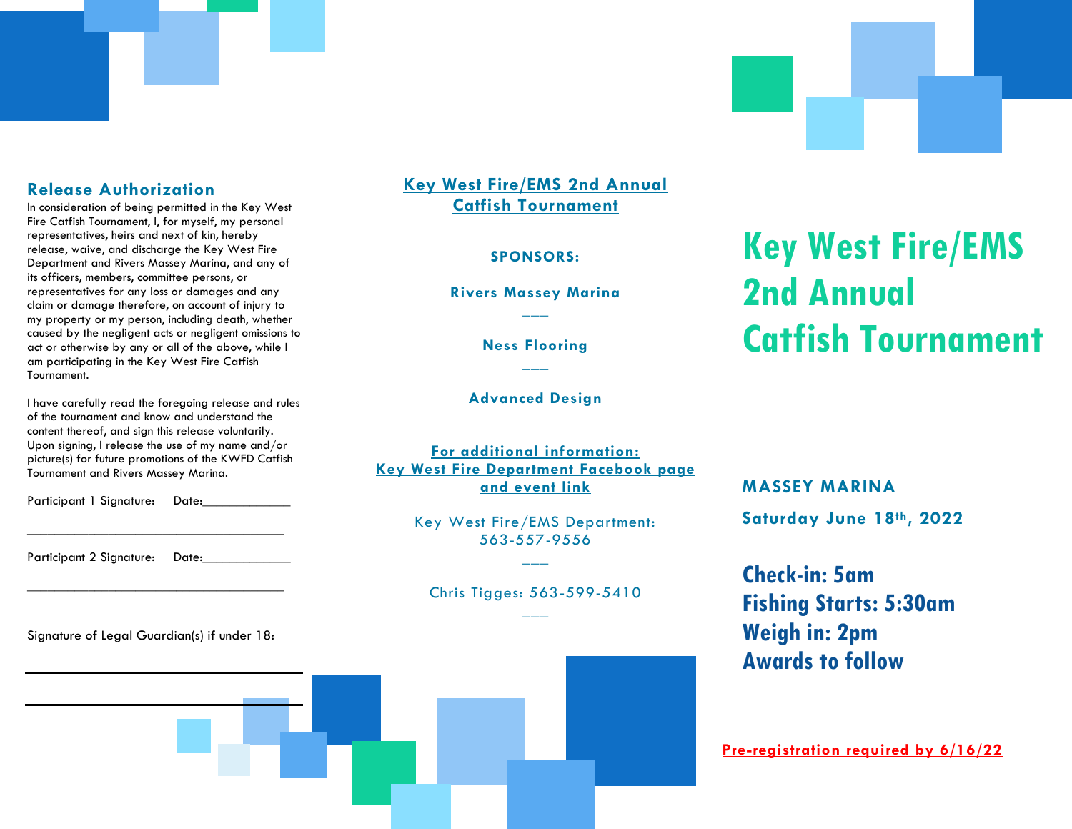## Release Authorization

In consideration of being permitted in the Key West Fire Catfish Tournament, I, for myself, my personal representatives, heirs and next of kin, hereby release, waive, and discharge the Key West Fire Department and Rivers Massey Marina, and any of its officers, members, committee persons, or representatives for any loss or damages and any claim or damage therefore, on account of injury to my property or my person, including death, whether caused by the negligent acts or negligent omissions to act or otherwise by any or all of the above, while I am participating in the Key West Fire Catfish Tournament.

I have carefully read the foregoing release and rules of the tournament and know and understand the content thereof, and sign this release voluntarily. Upon signing, I release the use of my name and/or picture(s) for future promotions of the KWFD Catfish Tournament and Rivers Massey Marina.

Participant 1 Signature: Date:_____________

_____________________________________

Participant 2 Signature: Date:_____________

_____________________________________

Signature of Legal Guardian(s) if under 18:

_____________________________________

_____________________________________

## Key West Fire/EMS 2nd Annual Catfish Tournament

**SPONSORS:**

**Rivers Massey Marina**

___

**Ness Flooring**

___

**Advanced Design**

**For additional information:**
**Key West Fire Department Facebook page and event link**

Key West Fire/EMS Department: 563-557-9556

___

Chris Tigges: 563-599-5410

___

# Key West Fire/EMS 2nd Annual Catfish Tournament

**MASSEY MARINA**

**Saturday June 18th, 2022**

**Check-in: 5am**
**Fishing Starts: 5:30am**
**Weigh in: 2pm**
**Awards to follow**

**Pre-registration required by 6/16/22**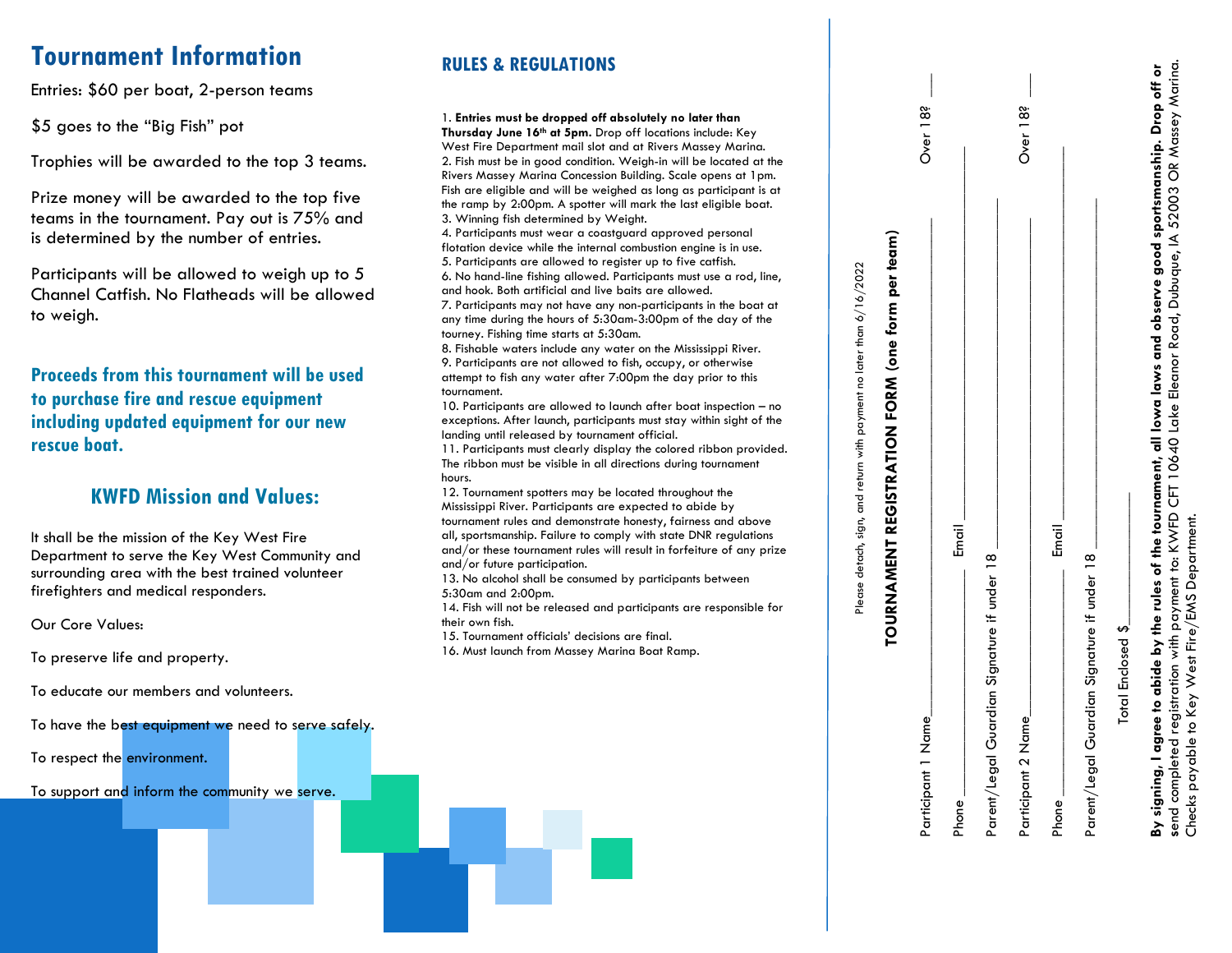# Tournament Information

Entries: $60 per boat, 2-person teams

$5 goes to the "Big Fish" pot

Trophies will be awarded to the top 3 teams.

Prize money will be awarded to the top five teams in the tournament. Pay out is 75% and is determined by the number of entries.

Participants will be allowed to weigh up to 5 Channel Catfish. No Flatheads will be allowed to weigh.

**Proceeds from this tournament will be used to purchase fire and rescue equipment including updated equipment for our new rescue boat.**

## KWFD Mission and Values:

It shall be the mission of the Key West Fire Department to serve the Key West Community and surrounding area with the best trained volunteer firefighters and medical responders.

Our Core Values:

To preserve life and property.

To educate our members and volunteers.

To have the best equipment we need to serve safely.

To respect the environment.

To support and inform the community we serve.

## RULES & REGULATIONS

1. **Entries must be dropped off absolutely no later than Thursday June 16th at 5pm.** Drop off locations include: Key West Fire Department mail slot and at Rivers Massey Marina.
2. Fish must be in good condition. Weigh-in will be located at the Rivers Massey Marina Concession Building. Scale opens at 1pm. Fish are eligible and will be weighed as long as participant is at the ramp by 2:00pm. A spotter will mark the last eligible boat.
3. Winning fish determined by Weight.
4. Participants must wear a coastguard approved personal flotation device while the internal combustion engine is in use.
5. Participants are allowed to register up to five catfish.
6. No hand-line fishing allowed. Participants must use a rod, line, and hook. Both artificial and live baits are allowed.
7. Participants may not have any non-participants in the boat at any time during the hours of 5:30am-3:00pm of the day of the tourney. Fishing time starts at 5:30am.
8. Fishable waters include any water on the Mississippi River.
9. Participants are not allowed to fish, occupy, or otherwise attempt to fish any water after 7:00pm the day prior to this tournament.
10. Participants are allowed to launch after boat inspection – no exceptions. After launch, participants must stay within sight of the landing until released by tournament official.
11. Participants must clearly display the colored ribbon provided. The ribbon must be visible in all directions during tournament hours.
12. Tournament spotters may be located throughout the Mississippi River. Participants are expected to abide by tournament rules and demonstrate honesty, fairness and above all, sportsmanship. Failure to comply with state DNR regulations and/or these tournament rules will result in forfeiture of any prize and/or future participation.
13. No alcohol shall be consumed by participants between 5:30am and 2:00pm.
14. Fish will not be released and participants are responsible for their own fish.
15. Tournament officials' decisions are final.
16. Must launch from Massey Marina Boat Ramp.

Please detach, sign, and return with payment no later than 6/16/2022

## TOURNAMENT REGISTRATION FORM (one form per team)

Participant 1 Name\_\_\_\_\_\_\_\_\_\_\_\_\_\_\_\_\_\_\_\_\_\_\_\_ Over 18? \_\_\_

Phone \_\_\_\_\_\_\_\_\_\_\_\_\_\_\_ Email \_\_\_\_\_\_\_\_\_\_\_\_\_\_\_\_\_\_\_\_

Parent/Legal Guardian Signature if under 18 \_\_\_\_\_\_\_\_\_\_\_\_\_\_\_\_\_\_\_\_

Participant 2 Name\_\_\_\_\_\_\_\_\_\_\_\_\_\_\_\_\_\_\_\_\_\_\_\_ Over 18? \_\_\_

Phone \_\_\_\_\_\_\_\_\_\_\_\_\_\_\_ Email \_\_\_\_\_\_\_\_\_\_\_\_\_\_\_\_\_\_\_\_

Parent/Legal Guardian Signature if under 18 \_\_\_\_\_\_\_\_\_\_\_\_\_\_\_\_\_\_\_\_

Total Enclosed $\_\_\_\_\_\_\_\_\_\_

**By signing, I agree to abide by the rules of the tournament, all Iowa laws and observe good sportsmanship. Drop off or send** completed registration with payment to: KWFD CFT 10640 Lake Eleanor Road, Dubuque, IA 52003 OR Massey Marina. Checks payable to Key West Fire/EMS Department.